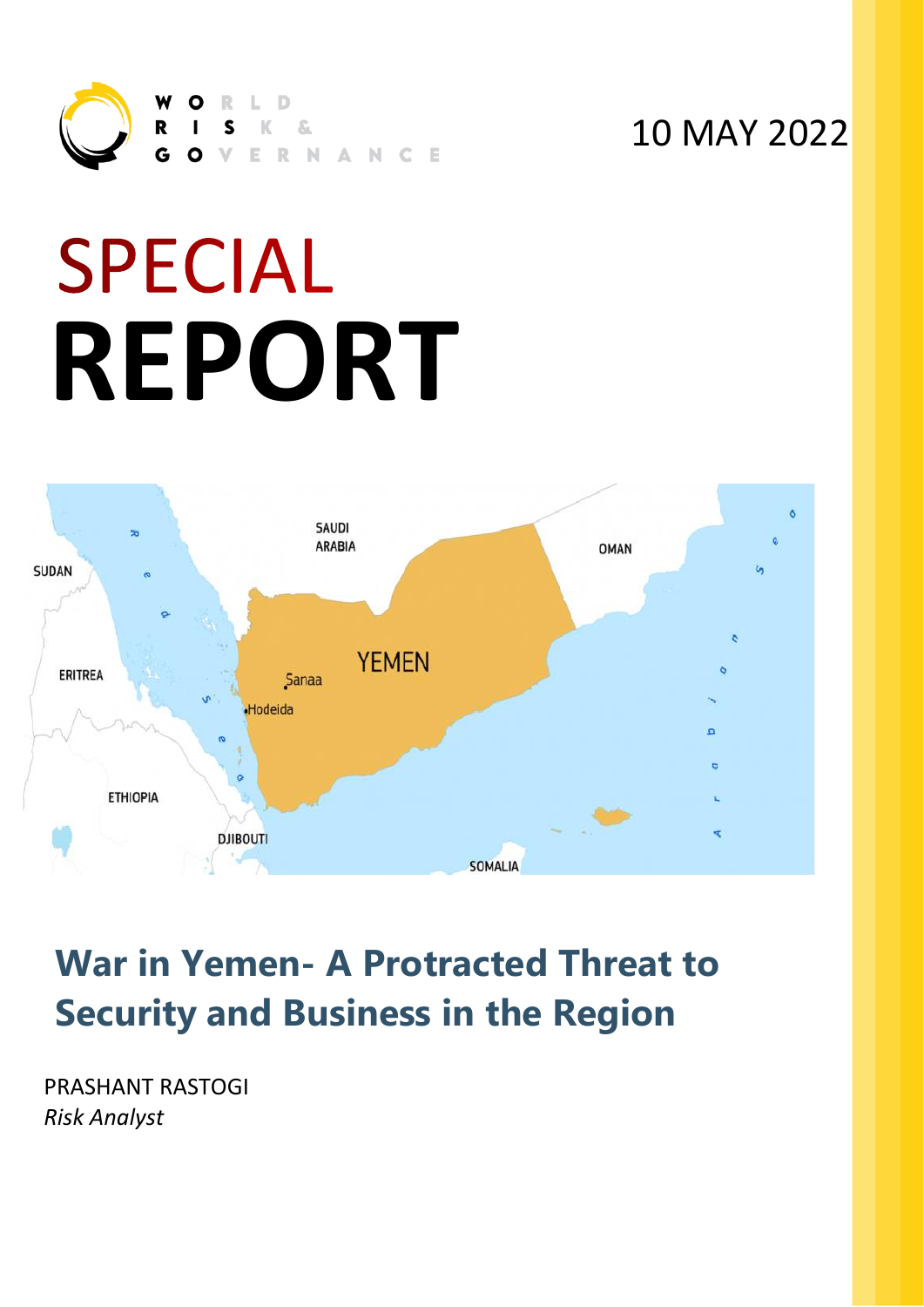WORLD RISK & GOVERNANCE

10 MAY 2022

# SPECIAL REPORT

## War in Yemen- A Protracted Threat to Security and Business in the Region

PRASHANT RASTOGI
*Risk Analyst*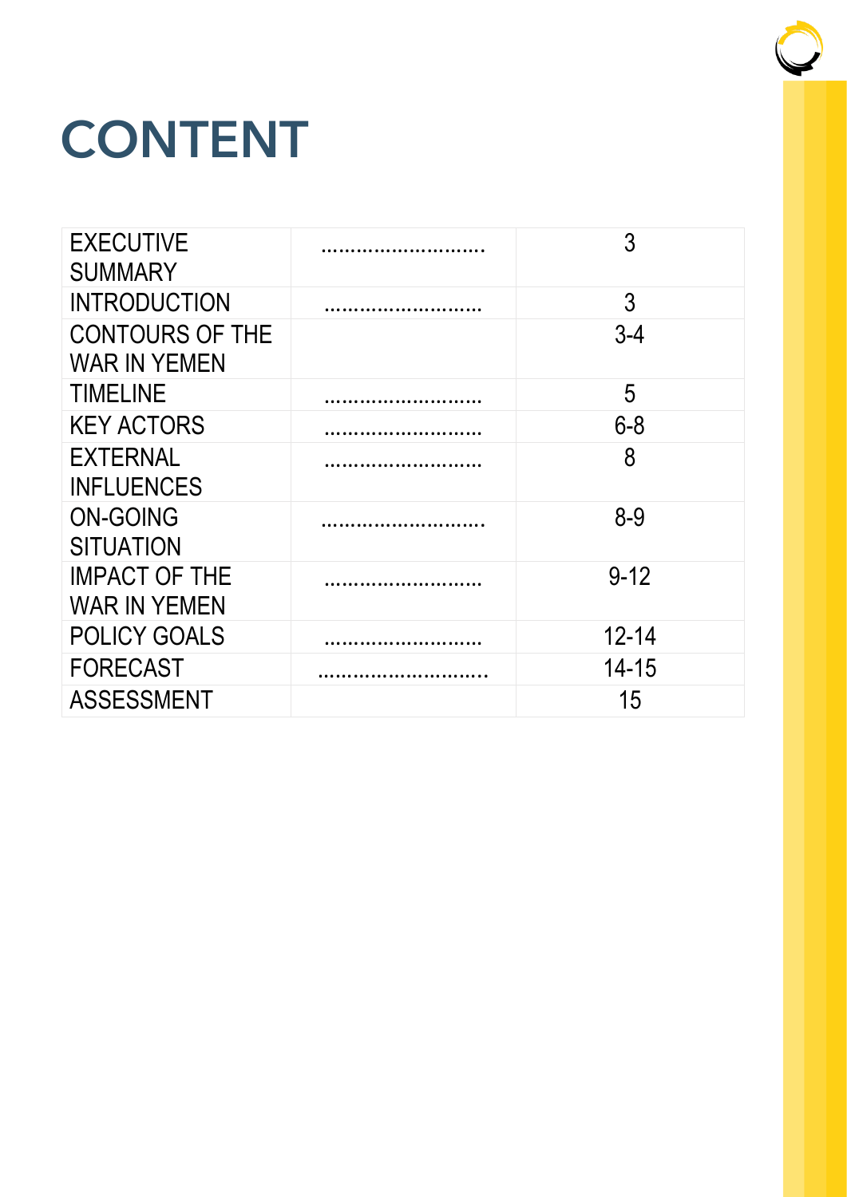# CONTENT

| | | |
|---|---|---|
| EXECUTIVE SUMMARY | ............................ | 3 |
| INTRODUCTION | ........................... | 3 |
| CONTOURS OF THE WAR IN YEMEN | | 3-4 |
| TIMELINE | ........................... | 5 |
| KEY ACTORS | ........................... | 6-8 |
| EXTERNAL INFLUENCES | ........................... | 8 |
| ON-GOING SITUATION | ............................ | 8-9 |
| IMPACT OF THE WAR IN YEMEN | ........................... | 9-12 |
| POLICY GOALS | ........................... | 12-14 |
| FORECAST | ............................. | 14-15 |
| ASSESSMENT | | 15 |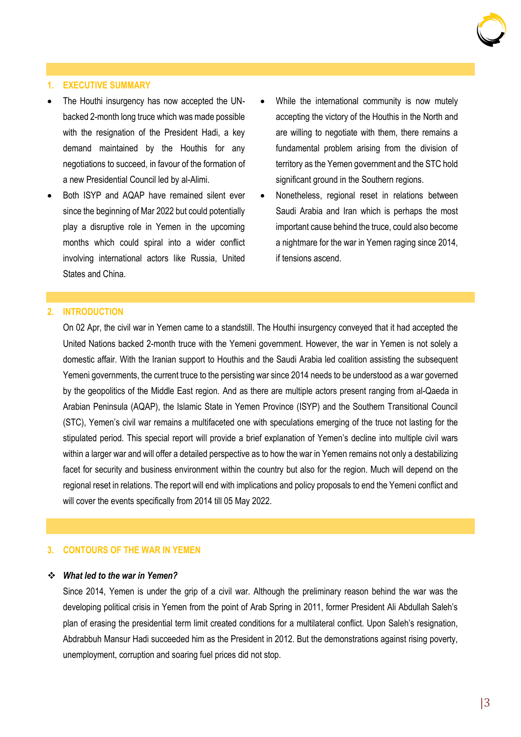## 1. EXECUTIVE SUMMARY

- The Houthi insurgency has now accepted the UN-backed 2-month long truce which was made possible with the resignation of the President Hadi, a key demand maintained by the Houthis for any negotiations to succeed, in favour of the formation of a new Presidential Council led by al-Alimi.
- Both ISYP and AQAP have remained silent ever since the beginning of Mar 2022 but could potentially play a disruptive role in Yemen in the upcoming months which could spiral into a wider conflict involving international actors like Russia, United States and China.
- While the international community is now mutely accepting the victory of the Houthis in the North and are willing to negotiate with them, there remains a fundamental problem arising from the division of territory as the Yemen government and the STC hold significant ground in the Southern regions.
- Nonetheless, regional reset in relations between Saudi Arabia and Iran which is perhaps the most important cause behind the truce, could also become a nightmare for the war in Yemen raging since 2014, if tensions ascend.

## 2. INTRODUCTION

On 02 Apr, the civil war in Yemen came to a standstill. The Houthi insurgency conveyed that it had accepted the United Nations backed 2-month truce with the Yemeni government. However, the war in Yemen is not solely a domestic affair. With the Iranian support to Houthis and the Saudi Arabia led coalition assisting the subsequent Yemeni governments, the current truce to the persisting war since 2014 needs to be understood as a war governed by the geopolitics of the Middle East region. And as there are multiple actors present ranging from al-Qaeda in Arabian Peninsula (AQAP), the Islamic State in Yemen Province (ISYP) and the Southern Transitional Council (STC), Yemen's civil war remains a multifaceted one with speculations emerging of the truce not lasting for the stipulated period. This special report will provide a brief explanation of Yemen's decline into multiple civil wars within a larger war and will offer a detailed perspective as to how the war in Yemen remains not only a destabilizing facet for security and business environment within the country but also for the region. Much will depend on the regional reset in relations. The report will end with implications and policy proposals to end the Yemeni conflict and will cover the events specifically from 2014 till 05 May 2022.

## 3. CONTOURS OF THE WAR IN YEMEN

### ❖ *What led to the war in Yemen?*

Since 2014, Yemen is under the grip of a civil war. Although the preliminary reason behind the war was the developing political crisis in Yemen from the point of Arab Spring in 2011, former President Ali Abdullah Saleh's plan of erasing the presidential term limit created conditions for a multilateral conflict. Upon Saleh's resignation, Abdrabbuh Mansur Hadi succeeded him as the President in 2012. But the demonstrations against rising poverty, unemployment, corruption and soaring fuel prices did not stop.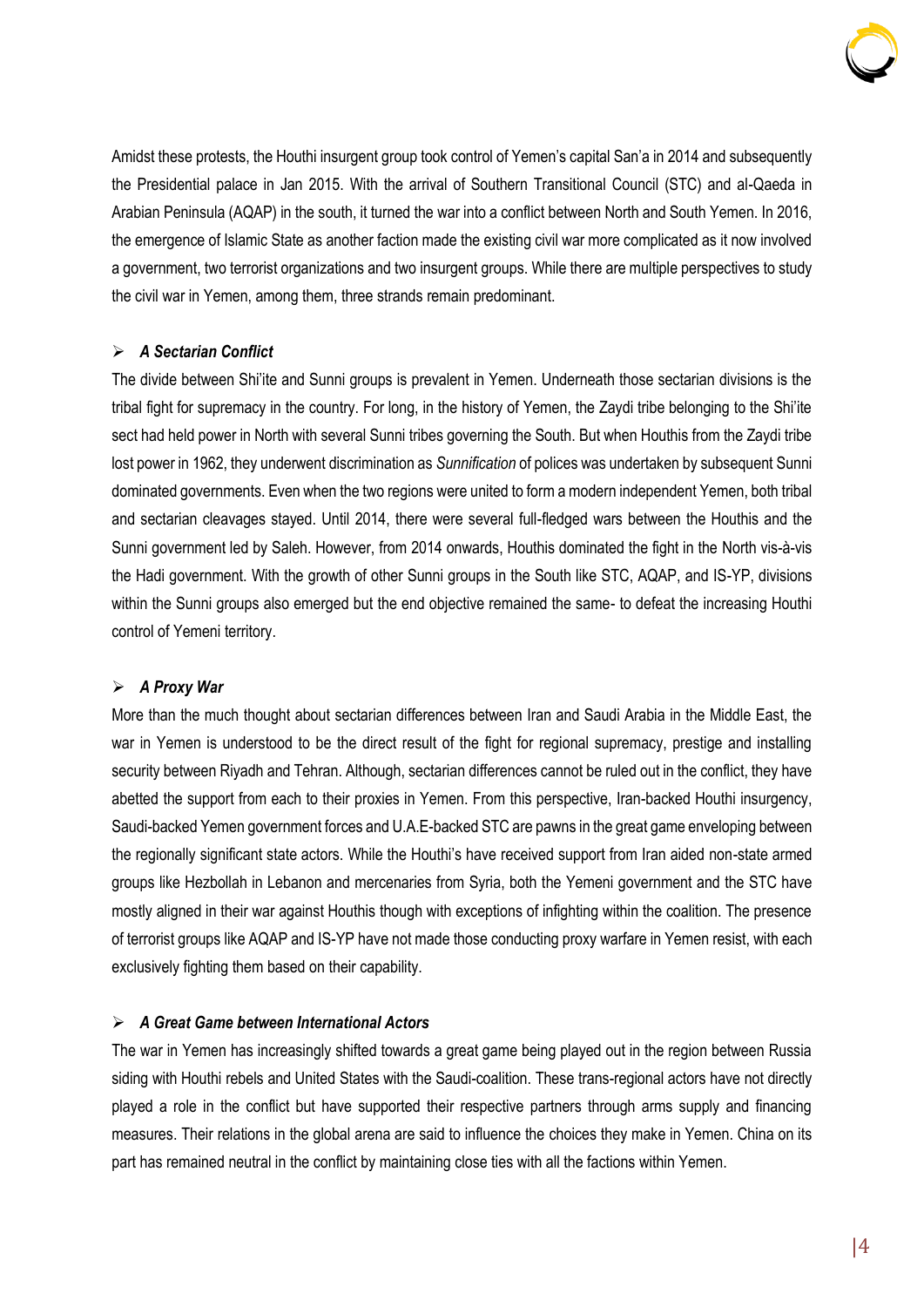Amidst these protests, the Houthi insurgent group took control of Yemen's capital San'a in 2014 and subsequently the Presidential palace in Jan 2015. With the arrival of Southern Transitional Council (STC) and al-Qaeda in Arabian Peninsula (AQAP) in the south, it turned the war into a conflict between North and South Yemen. In 2016, the emergence of Islamic State as another faction made the existing civil war more complicated as it now involved a government, two terrorist organizations and two insurgent groups. While there are multiple perspectives to study the civil war in Yemen, among them, three strands remain predominant.

- ***A Sectarian Conflict***

The divide between Shi'ite and Sunni groups is prevalent in Yemen. Underneath those sectarian divisions is the tribal fight for supremacy in the country. For long, in the history of Yemen, the Zaydi tribe belonging to the Shi'ite sect had held power in North with several Sunni tribes governing the South. But when Houthis from the Zaydi tribe lost power in 1962, they underwent discrimination as *Sunnification* of polices was undertaken by subsequent Sunni dominated governments. Even when the two regions were united to form a modern independent Yemen, both tribal and sectarian cleavages stayed. Until 2014, there were several full-fledged wars between the Houthis and the Sunni government led by Saleh. However, from 2014 onwards, Houthis dominated the fight in the North vis-à-vis the Hadi government. With the growth of other Sunni groups in the South like STC, AQAP, and IS-YP, divisions within the Sunni groups also emerged but the end objective remained the same- to defeat the increasing Houthi control of Yemeni territory.

- ***A Proxy War***

More than the much thought about sectarian differences between Iran and Saudi Arabia in the Middle East, the war in Yemen is understood to be the direct result of the fight for regional supremacy, prestige and installing security between Riyadh and Tehran. Although, sectarian differences cannot be ruled out in the conflict, they have abetted the support from each to their proxies in Yemen. From this perspective, Iran-backed Houthi insurgency, Saudi-backed Yemen government forces and U.A.E-backed STC are pawns in the great game enveloping between the regionally significant state actors. While the Houthi's have received support from Iran aided non-state armed groups like Hezbollah in Lebanon and mercenaries from Syria, both the Yemeni government and the STC have mostly aligned in their war against Houthis though with exceptions of infighting within the coalition. The presence of terrorist groups like AQAP and IS-YP have not made those conducting proxy warfare in Yemen resist, with each exclusively fighting them based on their capability.

- ***A Great Game between International Actors***

The war in Yemen has increasingly shifted towards a great game being played out in the region between Russia siding with Houthi rebels and United States with the Saudi-coalition. These trans-regional actors have not directly played a role in the conflict but have supported their respective partners through arms supply and financing measures. Their relations in the global arena are said to influence the choices they make in Yemen. China on its part has remained neutral in the conflict by maintaining close ties with all the factions within Yemen.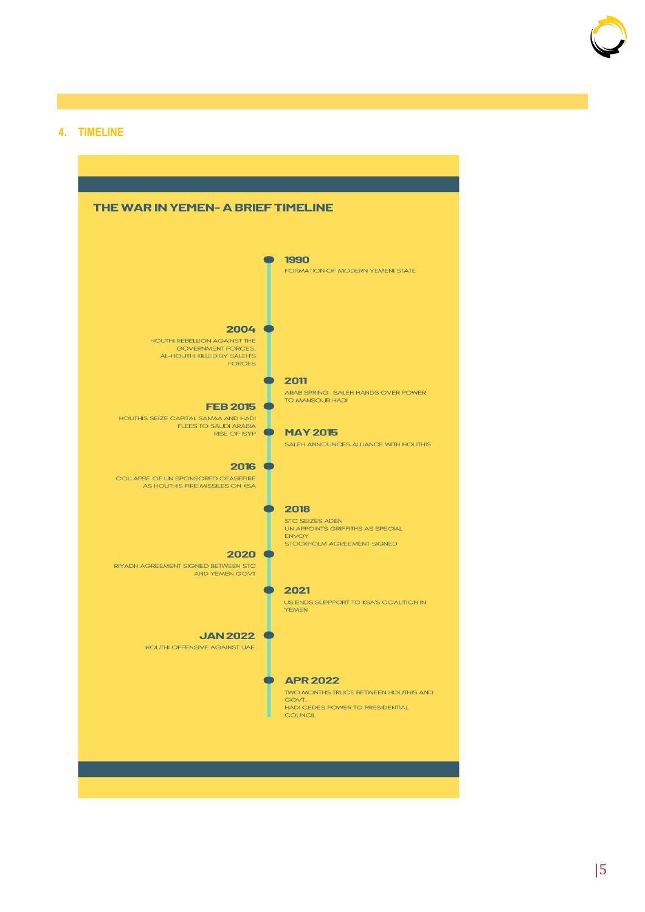## 4. TIMELINE

### THE WAR IN YEMEN– A BRIEF TIMELINE

**1990**
FORMATION OF MODERN YEMENI STATE

**2004**
HOUTHI REBELLION AGAINST THE GOVERNMENT FORCES. AL-HOUTHI KILLED BY SALEH'S FORCES

**2011**
ARAB SPRING– SALEH HANDS OVER POWER TO MANSOUR HADI

**FEB 2015**
HOUTHIS SEIZE CAPITAL SAN'AA AND HADI FLEES TO SAUDI ARABIA
RISE OF ISYP

**MAY 2015**
SALEH ANNOUNCES ALLIANCE WITH HOUTHIS

**2016**
COLLAPSE OF UN SPONSORED CEASEFIRE AS HOUTHIS FIRE MISSILES ON KSA

**2018**
STC SEIZES ADEN
UN APPOINTS GRIFFITHS AS SPECIAL ENVOY
STOCKHOLM AGREEMENT SIGNED

**2020**
RIYADH AGREEMENT SIGNED BETWEEN STC AND YEMEN GOVT

**2021**
US ENDS SUPPPORT TO KSA'S COALITION IN YEMEN

**JAN 2022**
HOUTHI OFFENSIVE AGAINST UAE

**APR 2022**
TWO MONTHS TRUCE BETWEEN HOUTHIS AND GOVT.
HADI CEDES POWER TO PRESIDENTIAL COUNCIL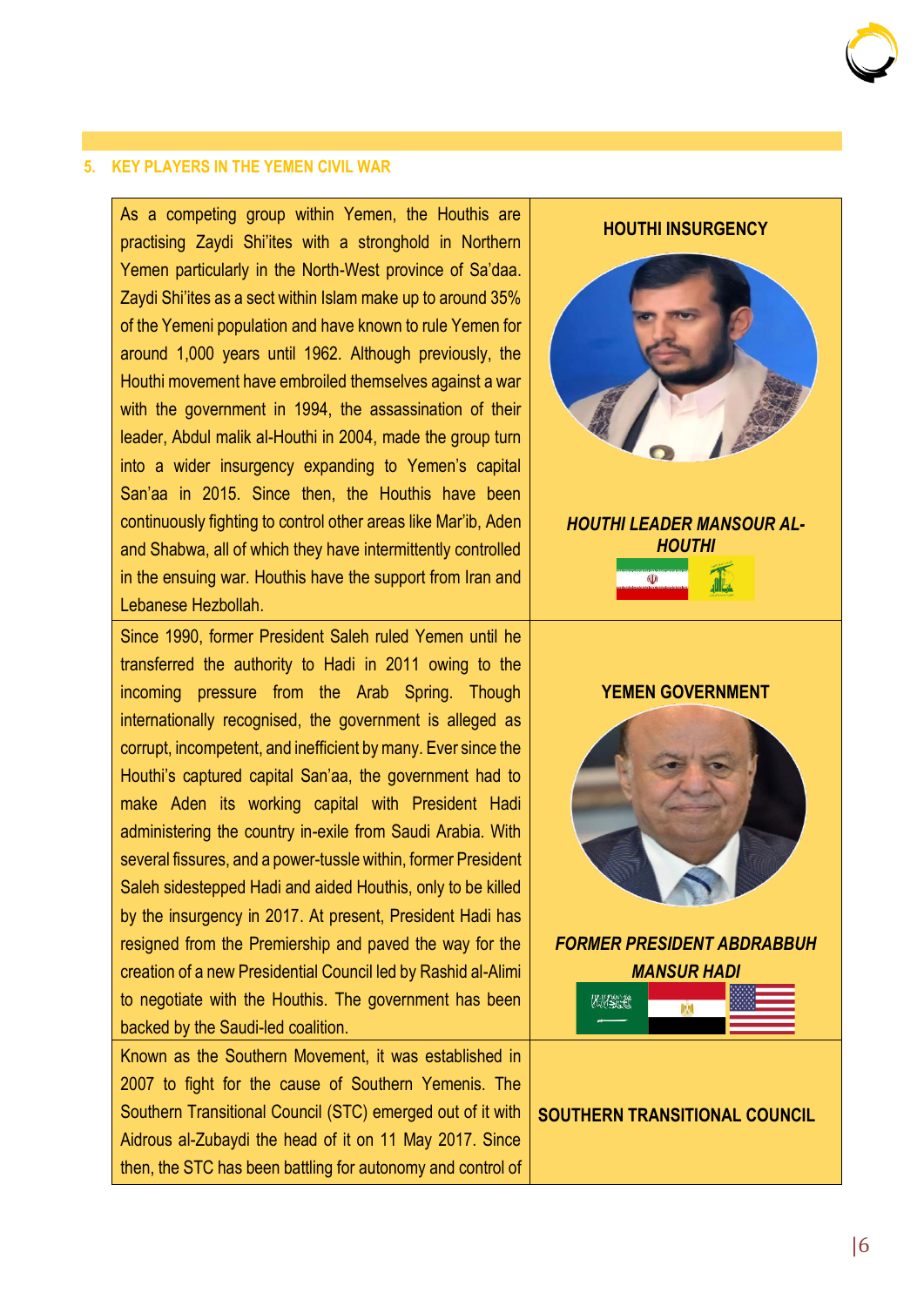## 5. KEY PLAYERS IN THE YEMEN CIVIL WAR

| | |
|---|---|
| As a competing group within Yemen, the Houthis are practising Zaydi Shi'ites with a stronghold in Northern Yemen particularly in the North-West province of Sa'daa. Zaydi Shi'ites as a sect within Islam make up to around 35% of the Yemeni population and have known to rule Yemen for around 1,000 years until 1962. Although previously, the Houthi movement have embroiled themselves against a war with the government in 1994, the assassination of their leader, Abdul malik al-Houthi in 2004, made the group turn into a wider insurgency expanding to Yemen's capital San'aa in 2015. Since then, the Houthis have been continuously fighting to control other areas like Mar'ib, Aden and Shabwa, all of which they have intermittently controlled in the ensuing war. Houthis have the support from Iran and Lebanese Hezbollah. | **HOUTHI INSURGENCY** <br><br> ***HOUTHI LEADER MANSOUR AL-HOUTHI*** |
| Since 1990, former President Saleh ruled Yemen until he transferred the authority to Hadi in 2011 owing to the incoming pressure from the Arab Spring. Though internationally recognised, the government is alleged as corrupt, incompetent, and inefficient by many. Ever since the Houthi's captured capital San'aa, the government had to make Aden its working capital with President Hadi administering the country in-exile from Saudi Arabia. With several fissures, and a power-tussle within, former President Saleh sidestepped Hadi and aided Houthis, only to be killed by the insurgency in 2017. At present, President Hadi has resigned from the Premiership and paved the way for the creation of a new Presidential Council led by Rashid al-Alimi to negotiate with the Houthis. The government has been backed by the Saudi-led coalition. | **YEMEN GOVERNMENT** <br><br> ***FORMER PRESIDENT ABDRABBUH MANSUR HADI*** |
| Known as the Southern Movement, it was established in 2007 to fight for the cause of Southern Yemenis. The Southern Transitional Council (STC) emerged out of it with Aidrous al-Zubaydi the head of it on 11 May 2017. Since then, the STC has been battling for autonomy and control of | **SOUTHERN TRANSITIONAL COUNCIL** |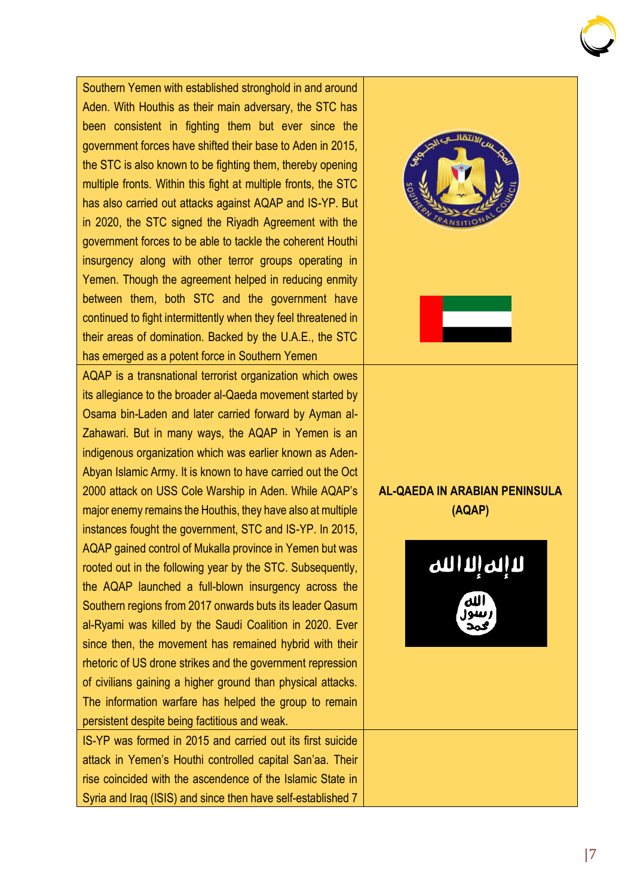| | |
|---|---|
| Southern Yemen with established stronghold in and around Aden. With Houthis as their main adversary, the STC has been consistent in fighting them but ever since the government forces have shifted their base to Aden in 2015, the STC is also known to be fighting them, thereby opening multiple fronts. Within this fight at multiple fronts, the STC has also carried out attacks against AQAP and IS-YP. But in 2020, the STC signed the Riyadh Agreement with the government forces to be able to tackle the coherent Houthi insurgency along with other terror groups operating in Yemen. Though the agreement helped in reducing enmity between them, both STC and the government have continued to fight intermittently when they feel threatened in their areas of domination. Backed by the U.A.E., the STC has emerged as a potent force in Southern Yemen | |
| AQAP is a transnational terrorist organization which owes its allegiance to the broader al-Qaeda movement started by Osama bin-Laden and later carried forward by Ayman al-Zahawari. But in many ways, the AQAP in Yemen is an indigenous organization which was earlier known as Aden-Abyan Islamic Army. It is known to have carried out the Oct 2000 attack on USS Cole Warship in Aden. While AQAP's major enemy remains the Houthis, they have also at multiple instances fought the government, STC and IS-YP. In 2015, AQAP gained control of Mukalla province in Yemen but was rooted out in the following year by the STC. Subsequently, the AQAP launched a full-blown insurgency across the Southern regions from 2017 onwards buts its leader Qasum al-Ryami was killed by the Saudi Coalition in 2020. Ever since then, the movement has remained hybrid with their rhetoric of US drone strikes and the government repression of civilians gaining a higher ground than physical attacks. The information warfare has helped the group to remain persistent despite being factitious and weak. | **AL-QAEDA IN ARABIAN PENINSULA (AQAP)** |
| IS-YP was formed in 2015 and carried out its first suicide attack in Yemen's Houthi controlled capital San'aa. Their rise coincided with the ascendence of the Islamic State in Syria and Iraq (ISIS) and since then have self-established 7 | |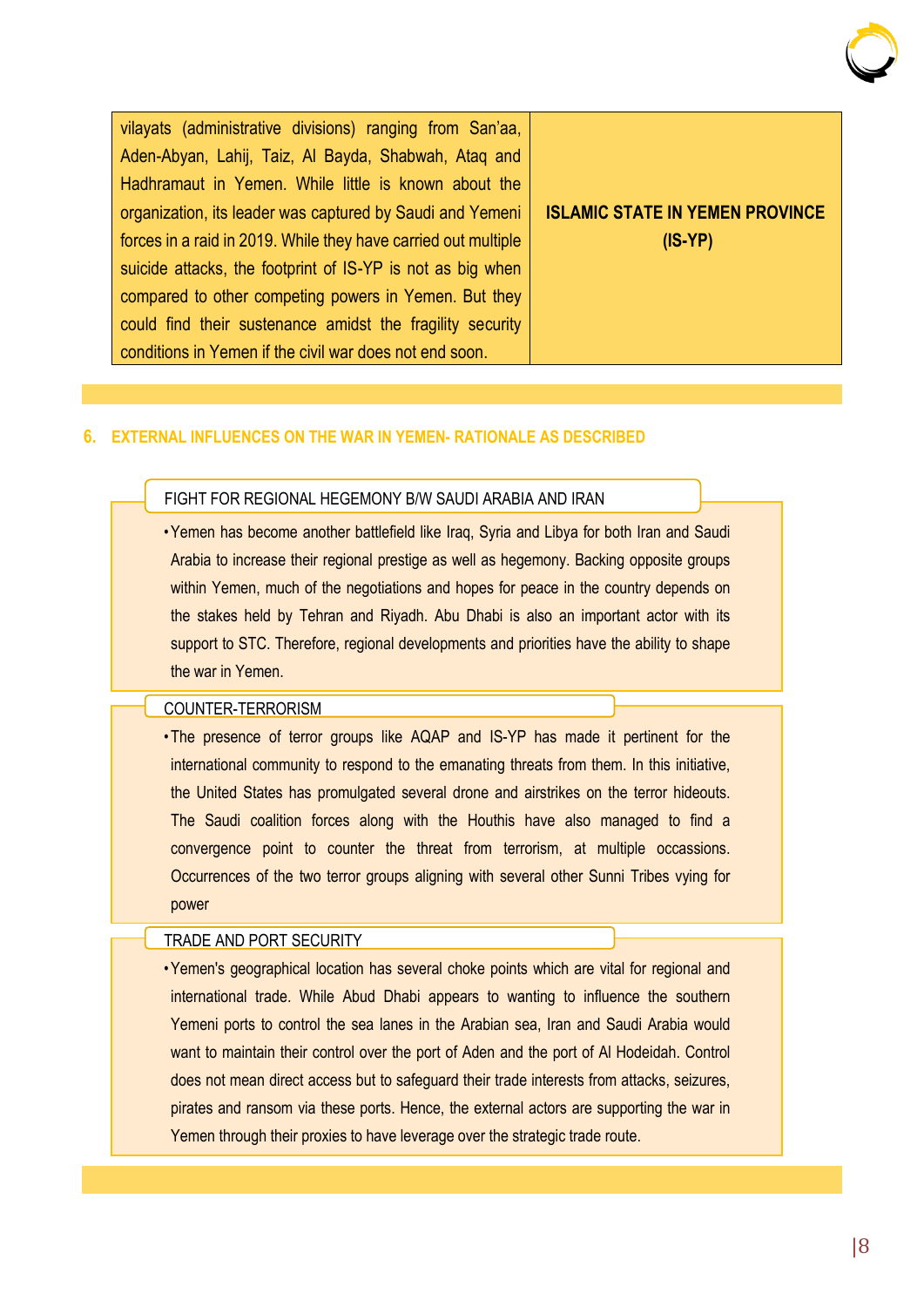| vilayats (administrative divisions) ranging from San'aa, Aden-Abyan, Lahij, Taiz, Al Bayda, Shabwah, Ataq and Hadhramaut in Yemen. While little is known about the organization, its leader was captured by Saudi and Yemeni forces in a raid in 2019. While they have carried out multiple suicide attacks, the footprint of IS-YP is not as big when compared to other competing powers in Yemen. But they could find their sustenance amidst the fragility security conditions in Yemen if the civil war does not end soon. | **ISLAMIC STATE IN YEMEN PROVINCE (IS-YP)** |
|---|---|

## 6. EXTERNAL INFLUENCES ON THE WAR IN YEMEN- RATIONALE AS DESCRIBED

### FIGHT FOR REGIONAL HEGEMONY B/W SAUDI ARABIA AND IRAN

- Yemen has become another battlefield like Iraq, Syria and Libya for both Iran and Saudi Arabia to increase their regional prestige as well as hegemony. Backing opposite groups within Yemen, much of the negotiations and hopes for peace in the country depends on the stakes held by Tehran and Riyadh. Abu Dhabi is also an important actor with its support to STC. Therefore, regional developments and priorities have the ability to shape the war in Yemen.

### COUNTER-TERRORISM

- The presence of terror groups like AQAP and IS-YP has made it pertinent for the international community to respond to the emanating threats from them. In this initiative, the United States has promulgated several drone and airstrikes on the terror hideouts. The Saudi coalition forces along with the Houthis have also managed to find a convergence point to counter the threat from terrorism, at multiple occassions. Occurrences of the two terror groups aligning with several other Sunni Tribes vying for power

### TRADE AND PORT SECURITY

- Yemen's geographical location has several choke points which are vital for regional and international trade. While Abud Dhabi appears to wanting to influence the southern Yemeni ports to control the sea lanes in the Arabian sea, Iran and Saudi Arabia would want to maintain their control over the port of Aden and the port of Al Hodeidah. Control does not mean direct access but to safeguard their trade interests from attacks, seizures, pirates and ransom via these ports. Hence, the external actors are supporting the war in Yemen through their proxies to have leverage over the strategic trade route.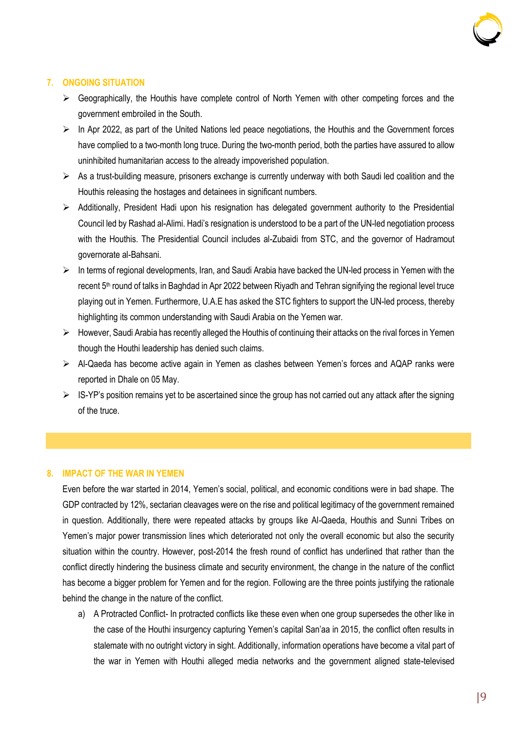## 7. ONGOING SITUATION

- Geographically, the Houthis have complete control of North Yemen with other competing forces and the government embroiled in the South.
- In Apr 2022, as part of the United Nations led peace negotiations, the Houthis and the Government forces have complied to a two-month long truce. During the two-month period, both the parties have assured to allow uninhibited humanitarian access to the already impoverished population.
- As a trust-building measure, prisoners exchange is currently underway with both Saudi led coalition and the Houthis releasing the hostages and detainees in significant numbers.
- Additionally, President Hadi upon his resignation has delegated government authority to the Presidential Council led by Rashad al-Alimi. Hadi's resignation is understood to be a part of the UN-led negotiation process with the Houthis. The Presidential Council includes al-Zubaidi from STC, and the governor of Hadramout governorate al-Bahsani.
- In terms of regional developments, Iran, and Saudi Arabia have backed the UN-led process in Yemen with the recent 5th round of talks in Baghdad in Apr 2022 between Riyadh and Tehran signifying the regional level truce playing out in Yemen. Furthermore, U.A.E has asked the STC fighters to support the UN-led process, thereby highlighting its common understanding with Saudi Arabia on the Yemen war.
- However, Saudi Arabia has recently alleged the Houthis of continuing their attacks on the rival forces in Yemen though the Houthi leadership has denied such claims.
- Al-Qaeda has become active again in Yemen as clashes between Yemen's forces and AQAP ranks were reported in Dhale on 05 May.
- IS-YP's position remains yet to be ascertained since the group has not carried out any attack after the signing of the truce.

## 8. IMPACT OF THE WAR IN YEMEN

Even before the war started in 2014, Yemen's social, political, and economic conditions were in bad shape. The GDP contracted by 12%, sectarian cleavages were on the rise and political legitimacy of the government remained in question. Additionally, there were repeated attacks by groups like Al-Qaeda, Houthis and Sunni Tribes on Yemen's major power transmission lines which deteriorated not only the overall economic but also the security situation within the country. However, post-2014 the fresh round of conflict has underlined that rather than the conflict directly hindering the business climate and security environment, the change in the nature of the conflict has become a bigger problem for Yemen and for the region. Following are the three points justifying the rationale behind the change in the nature of the conflict.

a) A Protracted Conflict- In protracted conflicts like these even when one group supersedes the other like in the case of the Houthi insurgency capturing Yemen's capital San'aa in 2015, the conflict often results in stalemate with no outright victory in sight. Additionally, information operations have become a vital part of the war in Yemen with Houthi alleged media networks and the government aligned state-televised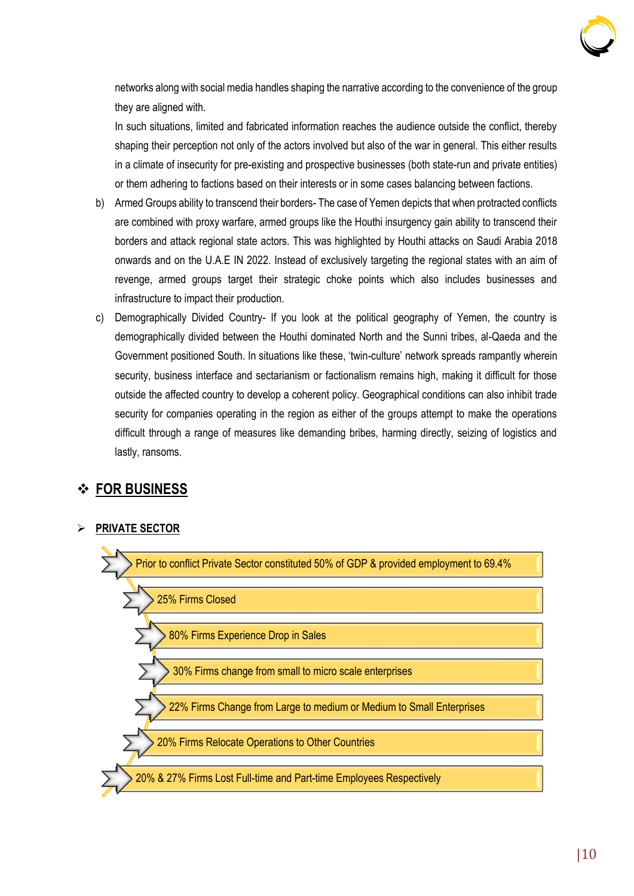networks along with social media handles shaping the narrative according to the convenience of the group they are aligned with.

In such situations, limited and fabricated information reaches the audience outside the conflict, thereby shaping their perception not only of the actors involved but also of the war in general. This either results in a climate of insecurity for pre-existing and prospective businesses (both state-run and private entities) or them adhering to factions based on their interests or in some cases balancing between factions.

b) Armed Groups ability to transcend their borders- The case of Yemen depicts that when protracted conflicts are combined with proxy warfare, armed groups like the Houthi insurgency gain ability to transcend their borders and attack regional state actors. This was highlighted by Houthi attacks on Saudi Arabia 2018 onwards and on the U.A.E IN 2022. Instead of exclusively targeting the regional states with an aim of revenge, armed groups target their strategic choke points which also includes businesses and infrastructure to impact their production.

c) Demographically Divided Country- If you look at the political geography of Yemen, the country is demographically divided between the Houthi dominated North and the Sunni tribes, al-Qaeda and the Government positioned South. In situations like these, 'twin-culture' network spreads rampantly wherein security, business interface and sectarianism or factionalism remains high, making it difficult for those outside the affected country to develop a coherent policy. Geographical conditions can also inhibit trade security for companies operating in the region as either of the groups attempt to make the operations difficult through a range of measures like demanding bribes, harming directly, seizing of logistics and lastly, ransoms.

## ❖ FOR BUSINESS

### ➢ PRIVATE SECTOR

- Prior to conflict Private Sector constituted 50% of GDP & provided employment to 69.4%
- 25% Firms Closed
- 80% Firms Experience Drop in Sales
- 30% Firms change from small to micro scale enterprises
- 22% Firms Change from Large to medium or Medium to Small Enterprises
- 20% Firms Relocate Operations to Other Countries
- 20% & 27% Firms Lost Full-time and Part-time Employees Respectively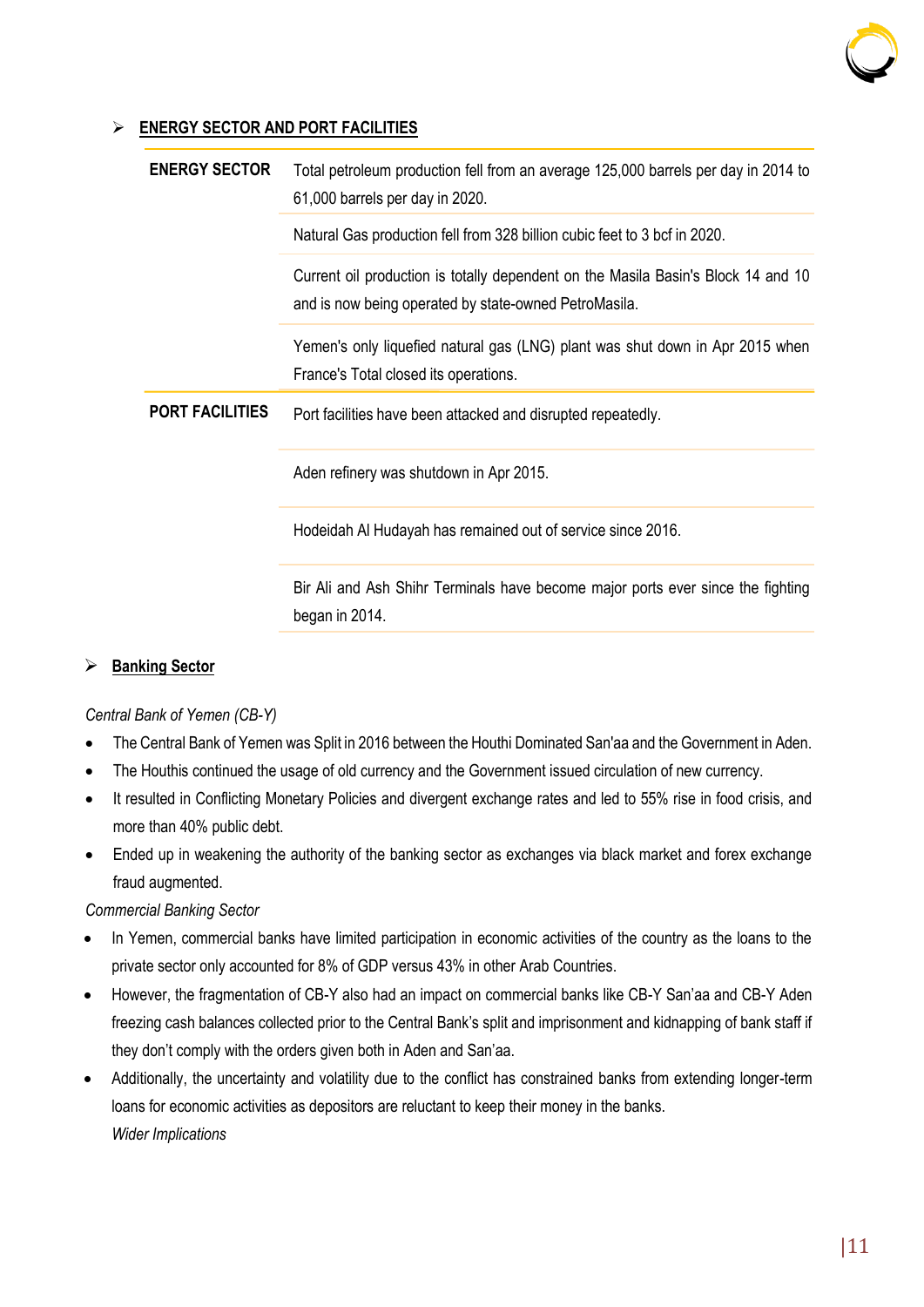## ➢ ENERGY SECTOR AND PORT FACILITIES

| | |
|---|---|
| **ENERGY SECTOR** | Total petroleum production fell from an average 125,000 barrels per day in 2014 to 61,000 barrels per day in 2020. |
| | Natural Gas production fell from 328 billion cubic feet to 3 bcf in 2020. |
| | Current oil production is totally dependent on the Masila Basin's Block 14 and 10 and is now being operated by state-owned PetroMasila. |
| | Yemen's only liquefied natural gas (LNG) plant was shut down in Apr 2015 when France's Total closed its operations. |
| **PORT FACILITIES** | Port facilities have been attacked and disrupted repeatedly. |
| | Aden refinery was shutdown in Apr 2015. |
| | Hodeidah Al Hudayah has remained out of service since 2016. |
| | Bir Ali and Ash Shihr Terminals have become major ports ever since the fighting began in 2014. |

## ➢ Banking Sector

*Central Bank of Yemen (CB-Y)*

- The Central Bank of Yemen was Split in 2016 between the Houthi Dominated San'aa and the Government in Aden.
- The Houthis continued the usage of old currency and the Government issued circulation of new currency.
- It resulted in Conflicting Monetary Policies and divergent exchange rates and led to 55% rise in food crisis, and more than 40% public debt.
- Ended up in weakening the authority of the banking sector as exchanges via black market and forex exchange fraud augmented.

*Commercial Banking Sector*

- In Yemen, commercial banks have limited participation in economic activities of the country as the loans to the private sector only accounted for 8% of GDP versus 43% in other Arab Countries.
- However, the fragmentation of CB-Y also had an impact on commercial banks like CB-Y San'aa and CB-Y Aden freezing cash balances collected prior to the Central Bank's split and imprisonment and kidnapping of bank staff if they don't comply with the orders given both in Aden and San'aa.
- Additionally, the uncertainty and volatility due to the conflict has constrained banks from extending longer-term loans for economic activities as depositors are reluctant to keep their money in the banks.

*Wider Implications*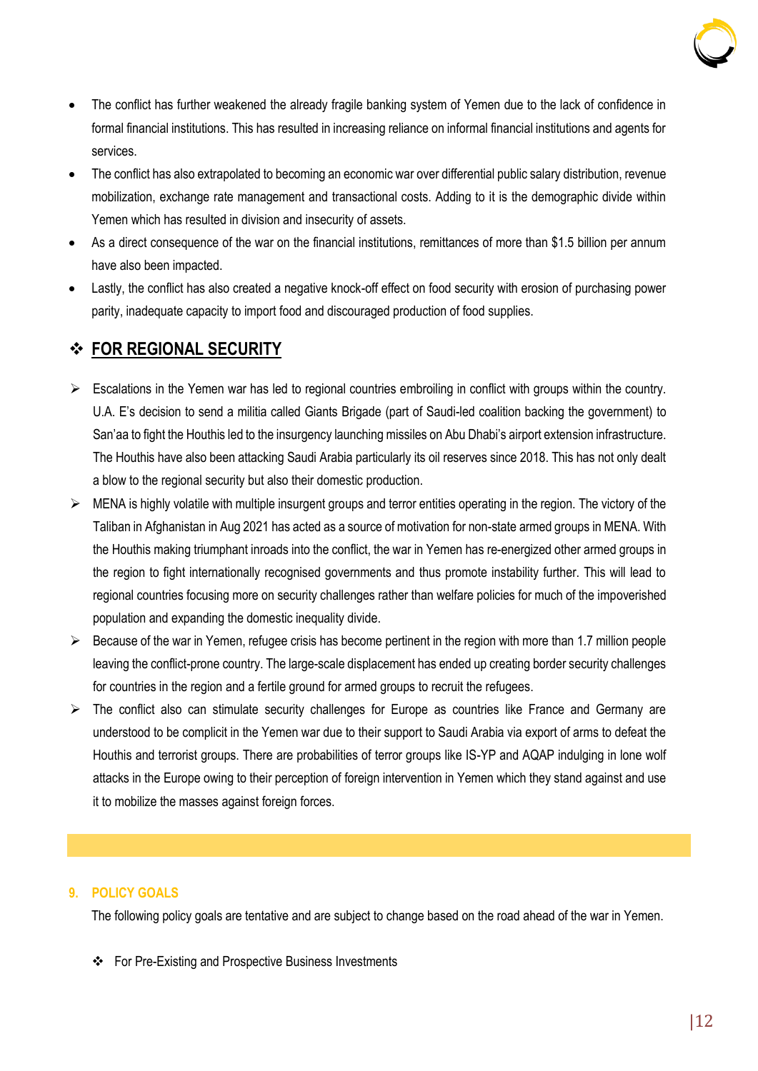- The conflict has further weakened the already fragile banking system of Yemen due to the lack of confidence in formal financial institutions. This has resulted in increasing reliance on informal financial institutions and agents for services.
- The conflict has also extrapolated to becoming an economic war over differential public salary distribution, revenue mobilization, exchange rate management and transactional costs. Adding to it is the demographic divide within Yemen which has resulted in division and insecurity of assets.
- As a direct consequence of the war on the financial institutions, remittances of more than $1.5 billion per annum have also been impacted.
- Lastly, the conflict has also created a negative knock-off effect on food security with erosion of purchasing power parity, inadequate capacity to import food and discouraged production of food supplies.

## ❖ FOR REGIONAL SECURITY

- Escalations in the Yemen war has led to regional countries embroiling in conflict with groups within the country. U.A. E's decision to send a militia called Giants Brigade (part of Saudi-led coalition backing the government) to San'aa to fight the Houthis led to the insurgency launching missiles on Abu Dhabi's airport extension infrastructure. The Houthis have also been attacking Saudi Arabia particularly its oil reserves since 2018. This has not only dealt a blow to the regional security but also their domestic production.
- MENA is highly volatile with multiple insurgent groups and terror entities operating in the region. The victory of the Taliban in Afghanistan in Aug 2021 has acted as a source of motivation for non-state armed groups in MENA. With the Houthis making triumphant inroads into the conflict, the war in Yemen has re-energized other armed groups in the region to fight internationally recognised governments and thus promote instability further. This will lead to regional countries focusing more on security challenges rather than welfare policies for much of the impoverished population and expanding the domestic inequality divide.
- Because of the war in Yemen, refugee crisis has become pertinent in the region with more than 1.7 million people leaving the conflict-prone country. The large-scale displacement has ended up creating border security challenges for countries in the region and a fertile ground for armed groups to recruit the refugees.
- The conflict also can stimulate security challenges for Europe as countries like France and Germany are understood to be complicit in the Yemen war due to their support to Saudi Arabia via export of arms to defeat the Houthis and terrorist groups. There are probabilities of terror groups like IS-YP and AQAP indulging in lone wolf attacks in the Europe owing to their perception of foreign intervention in Yemen which they stand against and use it to mobilize the masses against foreign forces.

## 9. POLICY GOALS

The following policy goals are tentative and are subject to change based on the road ahead of the war in Yemen.

❖ For Pre-Existing and Prospective Business Investments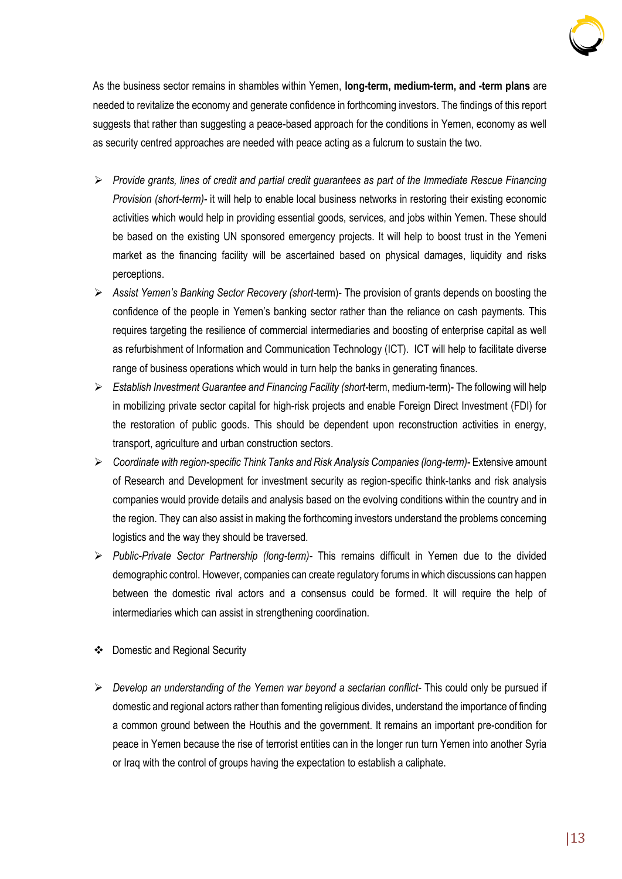As the business sector remains in shambles within Yemen, **long-term, medium-term, and -term plans** are needed to revitalize the economy and generate confidence in forthcoming investors. The findings of this report suggests that rather than suggesting a peace-based approach for the conditions in Yemen, economy as well as security centred approaches are needed with peace acting as a fulcrum to sustain the two.

- *Provide grants, lines of credit and partial credit guarantees as part of the Immediate Rescue Financing Provision (short-term)*- it will help to enable local business networks in restoring their existing economic activities which would help in providing essential goods, services, and jobs within Yemen. These should be based on the existing UN sponsored emergency projects. It will help to boost trust in the Yemeni market as the financing facility will be ascertained based on physical damages, liquidity and risks perceptions.
- *Assist Yemen's Banking Sector Recovery (short*-term)- The provision of grants depends on boosting the confidence of the people in Yemen's banking sector rather than the reliance on cash payments. This requires targeting the resilience of commercial intermediaries and boosting of enterprise capital as well as refurbishment of Information and Communication Technology (ICT). ICT will help to facilitate diverse range of business operations which would in turn help the banks in generating finances.
- *Establish Investment Guarantee and Financing Facility (short*-term, medium-term)- The following will help in mobilizing private sector capital for high-risk projects and enable Foreign Direct Investment (FDI) for the restoration of public goods. This should be dependent upon reconstruction activities in energy, transport, agriculture and urban construction sectors.
- *Coordinate with region-specific Think Tanks and Risk Analysis Companies (long-term)*- Extensive amount of Research and Development for investment security as region-specific think-tanks and risk analysis companies would provide details and analysis based on the evolving conditions within the country and in the region. They can also assist in making the forthcoming investors understand the problems concerning logistics and the way they should be traversed.
- *Public-Private Sector Partnership (long-term)*- This remains difficult in Yemen due to the divided demographic control. However, companies can create regulatory forums in which discussions can happen between the domestic rival actors and a consensus could be formed. It will require the help of intermediaries which can assist in strengthening coordination.

- Domestic and Regional Security

- *Develop an understanding of the Yemen war beyond a sectarian conflict*- This could only be pursued if domestic and regional actors rather than fomenting religious divides, understand the importance of finding a common ground between the Houthis and the government. It remains an important pre-condition for peace in Yemen because the rise of terrorist entities can in the longer run turn Yemen into another Syria or Iraq with the control of groups having the expectation to establish a caliphate.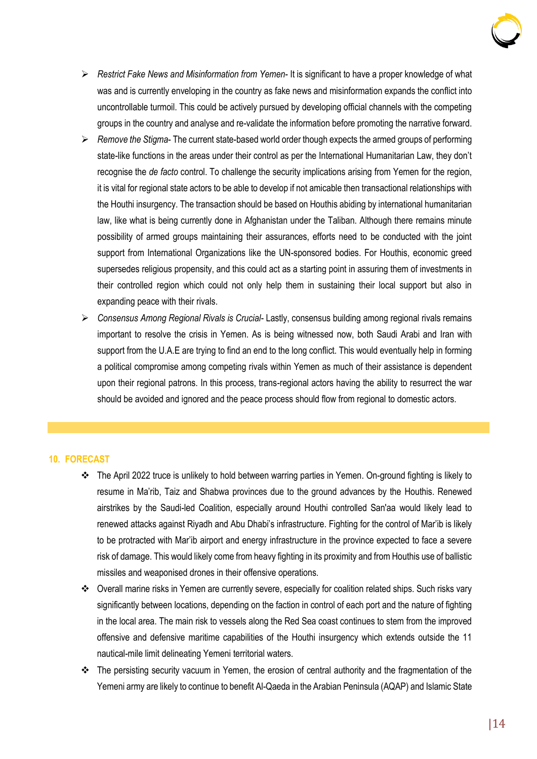- *Restrict Fake News and Misinformation from Yemen*- It is significant to have a proper knowledge of what was and is currently enveloping in the country as fake news and misinformation expands the conflict into uncontrollable turmoil. This could be actively pursued by developing official channels with the competing groups in the country and analyse and re-validate the information before promoting the narrative forward.
- *Remove the Stigma*- The current state-based world order though expects the armed groups of performing state-like functions in the areas under their control as per the International Humanitarian Law, they don't recognise the *de facto* control. To challenge the security implications arising from Yemen for the region, it is vital for regional state actors to be able to develop if not amicable then transactional relationships with the Houthi insurgency. The transaction should be based on Houthis abiding by international humanitarian law, like what is being currently done in Afghanistan under the Taliban. Although there remains minute possibility of armed groups maintaining their assurances, efforts need to be conducted with the joint support from International Organizations like the UN-sponsored bodies. For Houthis, economic greed supersedes religious propensity, and this could act as a starting point in assuring them of investments in their controlled region which could not only help them in sustaining their local support but also in expanding peace with their rivals.
- *Consensus Among Regional Rivals is Crucial*- Lastly, consensus building among regional rivals remains important to resolve the crisis in Yemen. As is being witnessed now, both Saudi Arabi and Iran with support from the U.A.E are trying to find an end to the long conflict. This would eventually help in forming a political compromise among competing rivals within Yemen as much of their assistance is dependent upon their regional patrons. In this process, trans-regional actors having the ability to resurrect the war should be avoided and ignored and the peace process should flow from regional to domestic actors.

## 10. FORECAST

- The April 2022 truce is unlikely to hold between warring parties in Yemen. On-ground fighting is likely to resume in Ma'rib, Taiz and Shabwa provinces due to the ground advances by the Houthis. Renewed airstrikes by the Saudi-led Coalition, especially around Houthi controlled San'aa would likely lead to renewed attacks against Riyadh and Abu Dhabi's infrastructure. Fighting for the control of Mar'ib is likely to be protracted with Mar'ib airport and energy infrastructure in the province expected to face a severe risk of damage. This would likely come from heavy fighting in its proximity and from Houthis use of ballistic missiles and weaponised drones in their offensive operations.
- Overall marine risks in Yemen are currently severe, especially for coalition related ships. Such risks vary significantly between locations, depending on the faction in control of each port and the nature of fighting in the local area. The main risk to vessels along the Red Sea coast continues to stem from the improved offensive and defensive maritime capabilities of the Houthi insurgency which extends outside the 11 nautical-mile limit delineating Yemeni territorial waters.
- The persisting security vacuum in Yemen, the erosion of central authority and the fragmentation of the Yemeni army are likely to continue to benefit Al-Qaeda in the Arabian Peninsula (AQAP) and Islamic State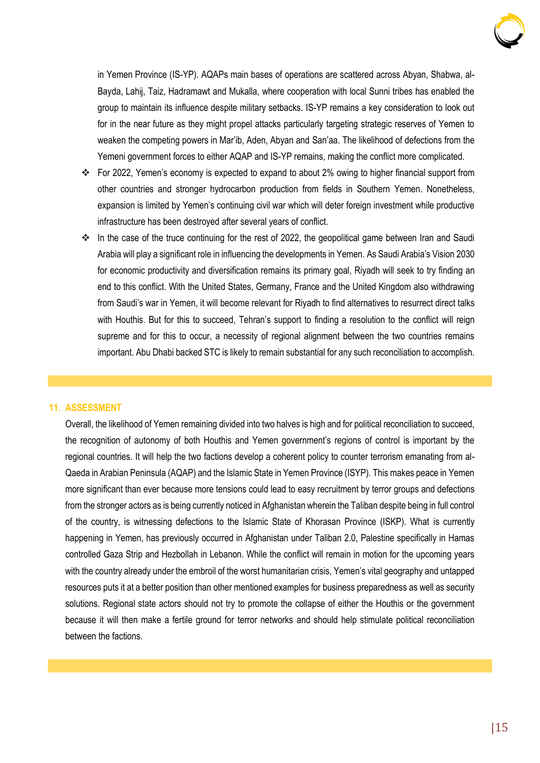in Yemen Province (IS-YP). AQAPs main bases of operations are scattered across Abyan, Shabwa, al-Bayda, Lahij, Taiz, Hadramawt and Mukalla, where cooperation with local Sunni tribes has enabled the group to maintain its influence despite military setbacks. IS-YP remains a key consideration to look out for in the near future as they might propel attacks particularly targeting strategic reserves of Yemen to weaken the competing powers in Mar'ib, Aden, Abyan and San'aa. The likelihood of defections from the Yemeni government forces to either AQAP and IS-YP remains, making the conflict more complicated.

- For 2022, Yemen's economy is expected to expand to about 2% owing to higher financial support from other countries and stronger hydrocarbon production from fields in Southern Yemen. Nonetheless, expansion is limited by Yemen's continuing civil war which will deter foreign investment while productive infrastructure has been destroyed after several years of conflict.
- In the case of the truce continuing for the rest of 2022, the geopolitical game between Iran and Saudi Arabia will play a significant role in influencing the developments in Yemen. As Saudi Arabia's Vision 2030 for economic productivity and diversification remains its primary goal, Riyadh will seek to try finding an end to this conflict. With the United States, Germany, France and the United Kingdom also withdrawing from Saudi's war in Yemen, it will become relevant for Riyadh to find alternatives to resurrect direct talks with Houthis. But for this to succeed, Tehran's support to finding a resolution to the conflict will reign supreme and for this to occur, a necessity of regional alignment between the two countries remains important. Abu Dhabi backed STC is likely to remain substantial for any such reconciliation to accomplish.

## 11. ASSESSMENT

Overall, the likelihood of Yemen remaining divided into two halves is high and for political reconciliation to succeed, the recognition of autonomy of both Houthis and Yemen government's regions of control is important by the regional countries. It will help the two factions develop a coherent policy to counter terrorism emanating from al-Qaeda in Arabian Peninsula (AQAP) and the Islamic State in Yemen Province (ISYP). This makes peace in Yemen more significant than ever because more tensions could lead to easy recruitment by terror groups and defections from the stronger actors as is being currently noticed in Afghanistan wherein the Taliban despite being in full control of the country, is witnessing defections to the Islamic State of Khorasan Province (ISKP). What is currently happening in Yemen, has previously occurred in Afghanistan under Taliban 2.0, Palestine specifically in Hamas controlled Gaza Strip and Hezbollah in Lebanon. While the conflict will remain in motion for the upcoming years with the country already under the embroil of the worst humanitarian crisis, Yemen's vital geography and untapped resources puts it at a better position than other mentioned examples for business preparedness as well as security solutions. Regional state actors should not try to promote the collapse of either the Houthis or the government because it will then make a fertile ground for terror networks and should help stimulate political reconciliation between the factions.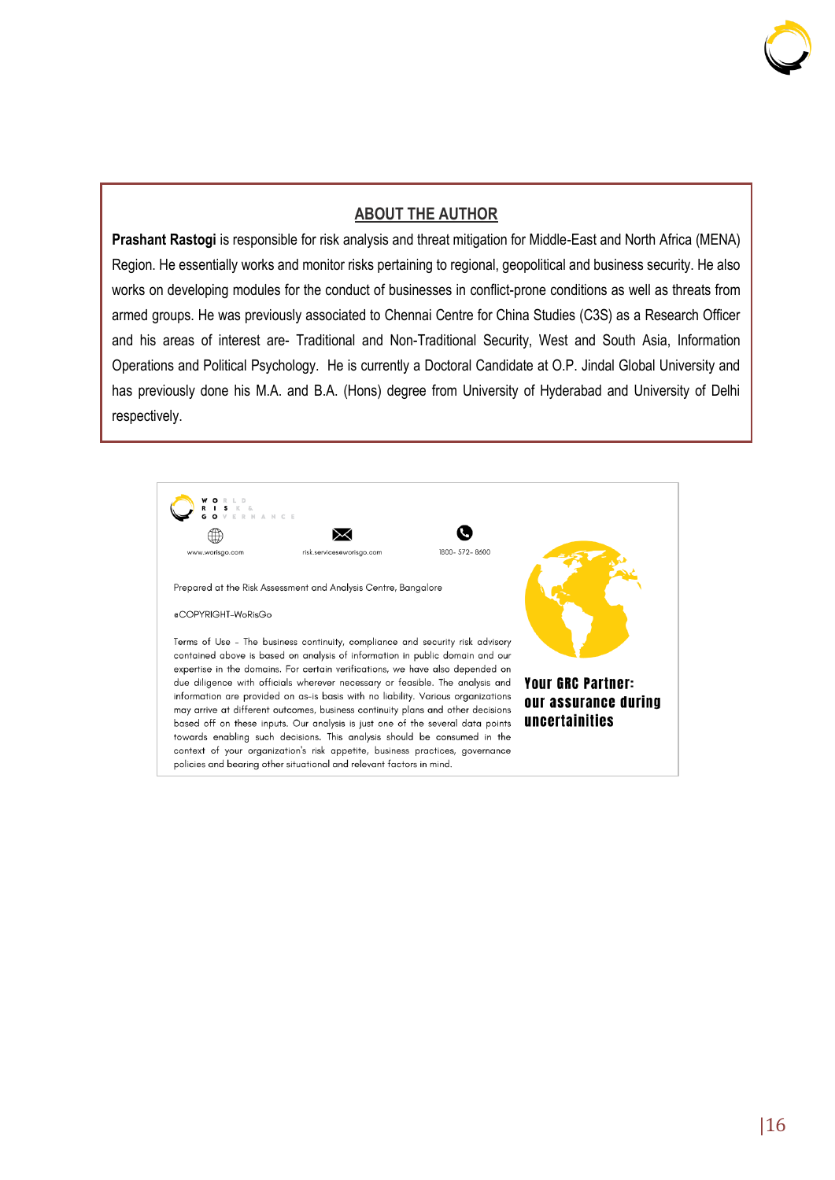## ABOUT THE AUTHOR

**Prashant Rastogi** is responsible for risk analysis and threat mitigation for Middle-East and North Africa (MENA) Region. He essentially works and monitor risks pertaining to regional, geopolitical and business security. He also works on developing modules for the conduct of businesses in conflict-prone conditions as well as threats from armed groups. He was previously associated to Chennai Centre for China Studies (C3S) as a Research Officer and his areas of interest are- Traditional and Non-Traditional Security, West and South Asia, Information Operations and Political Psychology. He is currently a Doctoral Candidate at O.P. Jindal Global University and has previously done his M.A. and B.A. (Hons) degree from University of Hyderabad and University of Delhi respectively.

WORLD RISK & GOVERNANCE

www.worisgo.com

risk.services@worisgo.com

1800- 572- 8600

Prepared at the Risk Assessment and Analysis Centre, Bangalore

©COPYRIGHT-WoRisGo

Terms of Use - The business continuity, compliance and security risk advisory contained above is based on analysis of information in public domain and our expertise in the domains. For certain verifications, we have also depended on due diligence with officials wherever necessary or feasible. The analysis and information are provided on as-is basis with no liability. Various organizations may arrive at different outcomes, business continuity plans and other decisions based off on these inputs. Our analysis is just one of the several data points towards enabling such decisions. This analysis should be consumed in the context of your organization's risk appetite, business practices, governance policies and bearing other situational and relevant factors in mind.

**Your GRC Partner: our assurance during uncertainities**